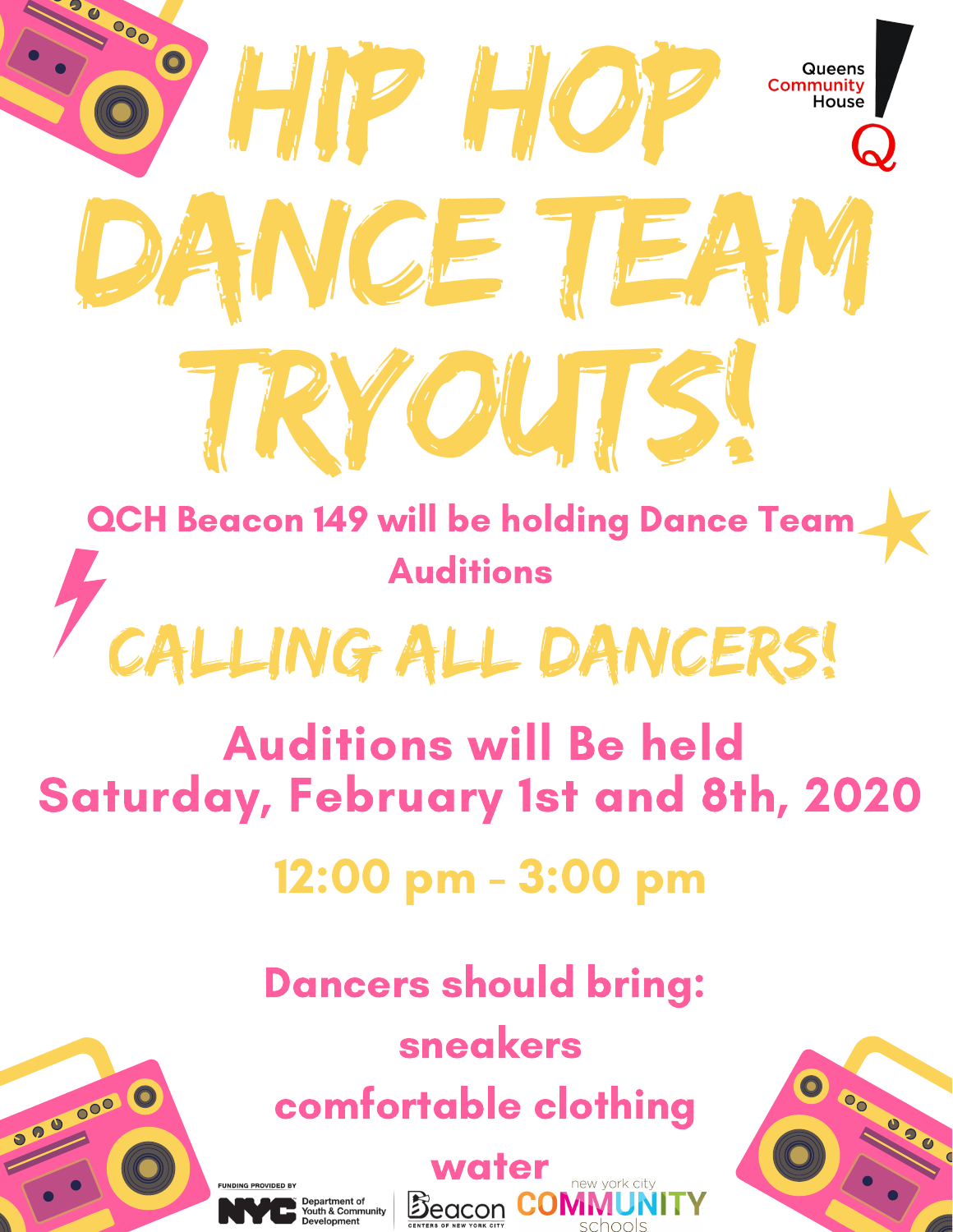# HIP HOP DANCE TEAM TRYOUTS!

Queens Community House

**QCH Beacon 149 will be holding Dance Team Auditions**

## CALLING ALL DANCERS!

**Auditions will Be held Saturday, February 1st and 8th, 2020**

**12:00 pm - 3:00 pm**

**Dancers should bring:**

**sneakers**

**comfortable clothing**

**water**

FUNDING PROVIDED BY NYC Department of Youth & Community Development

Beacon CENTERS OF NEW YORK CITY

new york city COMMUNITY schools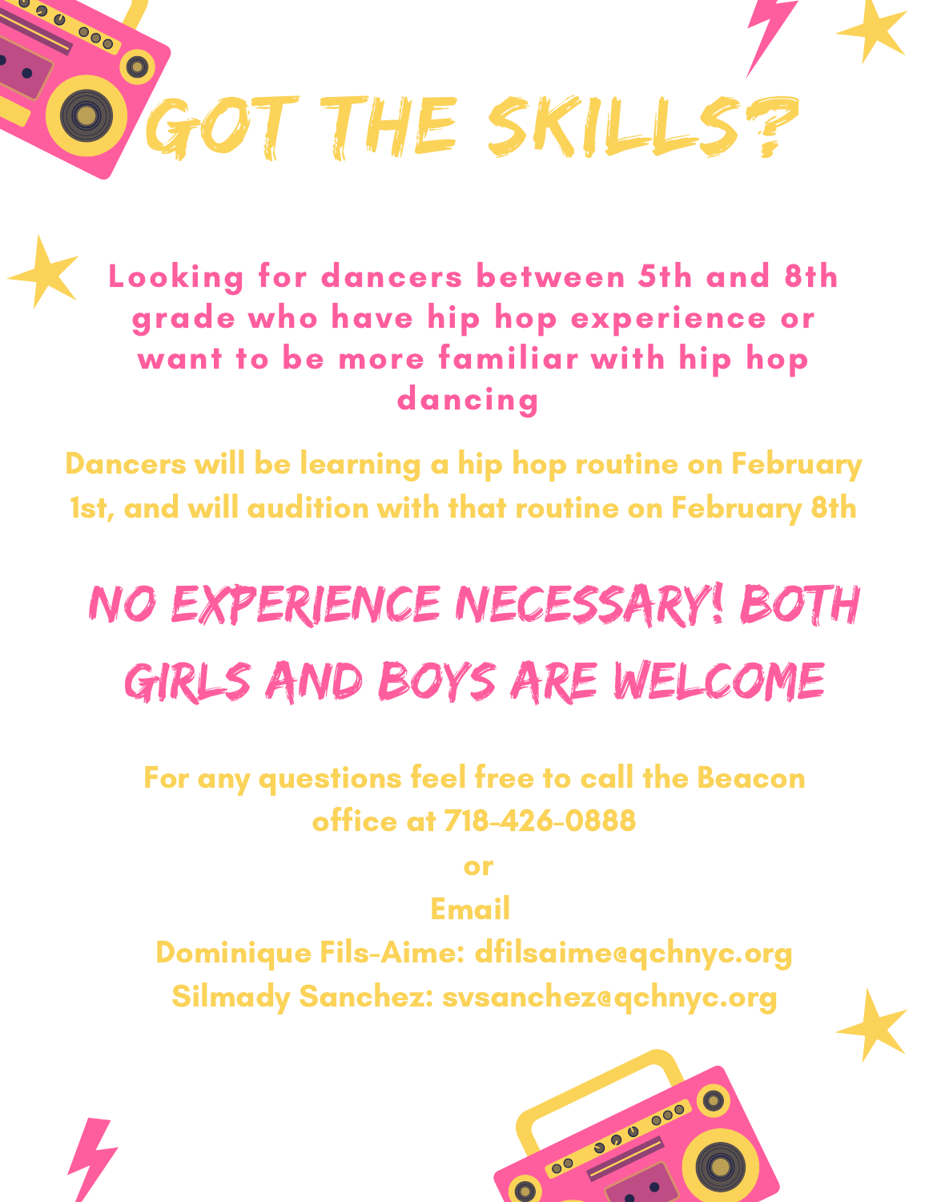# GOT THE SKILLS?

**Looking for dancers between 5th and 8th grade who have hip hop experience or want to be more familiar with hip hop dancing**

Dancers will be learning a hip hop routine on February 1st, and will audition with that routine on February 8th

## NO EXPERIENCE NECESSARY! BOTH GIRLS AND BOYS ARE WELCOME

For any questions feel free to call the Beacon office at 718-426-0888

or

Email

Dominique Fils-Aime: dfilsaime@qchnyc.org

Silmady Sanchez: svsanchez@qchnyc.org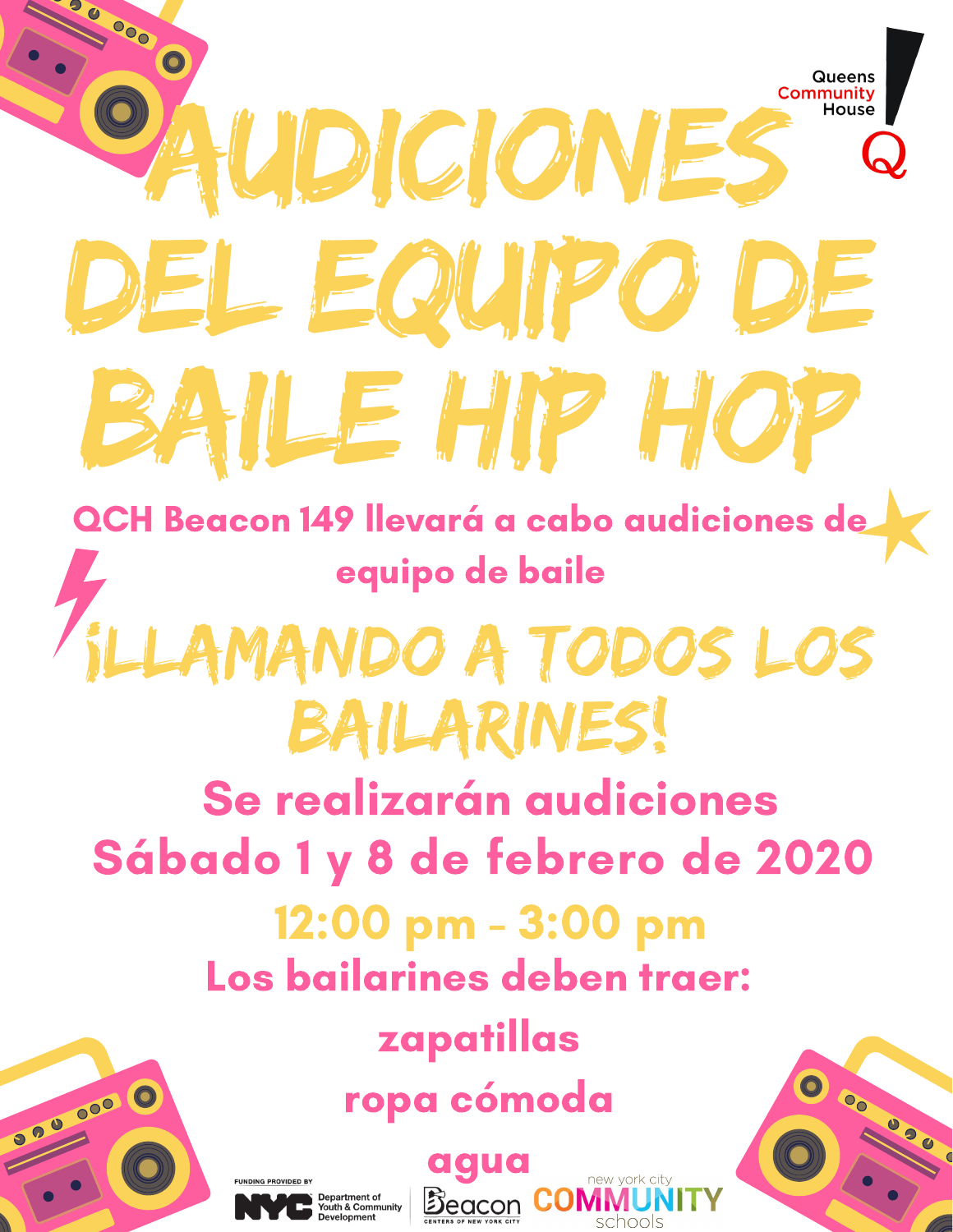Queens Community House

# AUDICIONES DEL EQUIPO DE BAILE HIP HOP

**QCH Beacon 149 llevará a cabo audiciones de equipo de baile**

## ¡LLAMANDO A TODOS LOS BAILARINES!

**Se realizarán audiciones**
**Sábado 1 y 8 de febrero de 2020**

**12:00 pm - 3:00 pm**

**Los bailarines deben traer:**

**zapatillas**

**ropa cómoda**

**agua**

FUNDING PROVIDED BY NYC Department of Youth & Community Development

Beacon CENTERS OF NEW YORK CITY

new york city COMMUNITY schools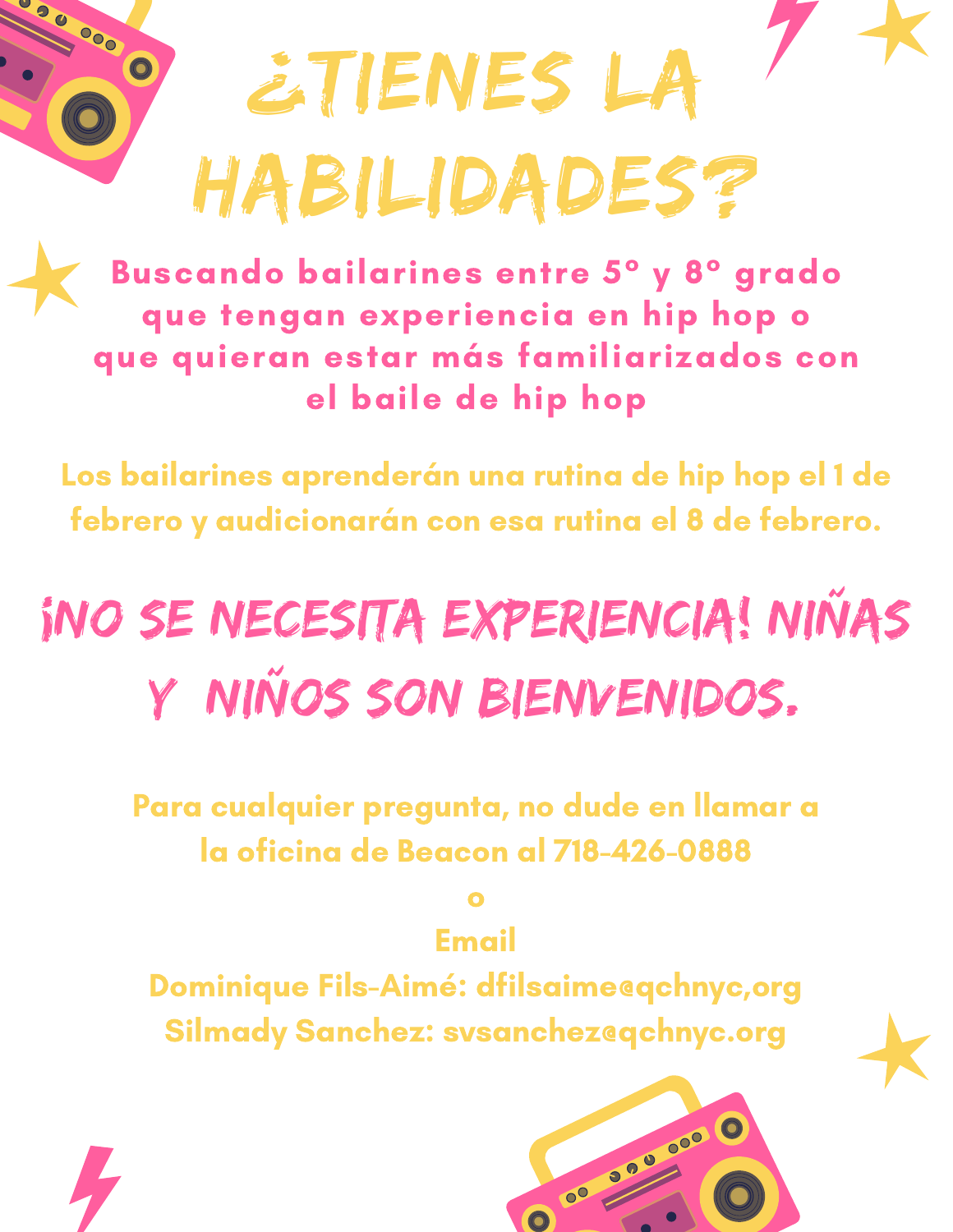# ¿TIENES LA HABILIDADES?

**Buscando bailarines entre 5° y 8° grado que tengan experiencia en hip hop o que quieran estar más familiarizados con el baile de hip hop**

**Los bailarines aprenderán una rutina de hip hop el 1 de febrero y audicionarán con esa rutina el 8 de febrero.**

## ¡NO SE NECESITA EXPERIENCIA! NIÑAS Y NIÑOS SON BIENVENIDOS.

**Para cualquier pregunta, no dude en llamar a la oficina de Beacon al 718-426-0888**

**o**

**Email**

**Dominique Fils-Aimé: dfilsaime@qchnyc,org**

**Silmady Sanchez: svsanchez@qchnyc.org**